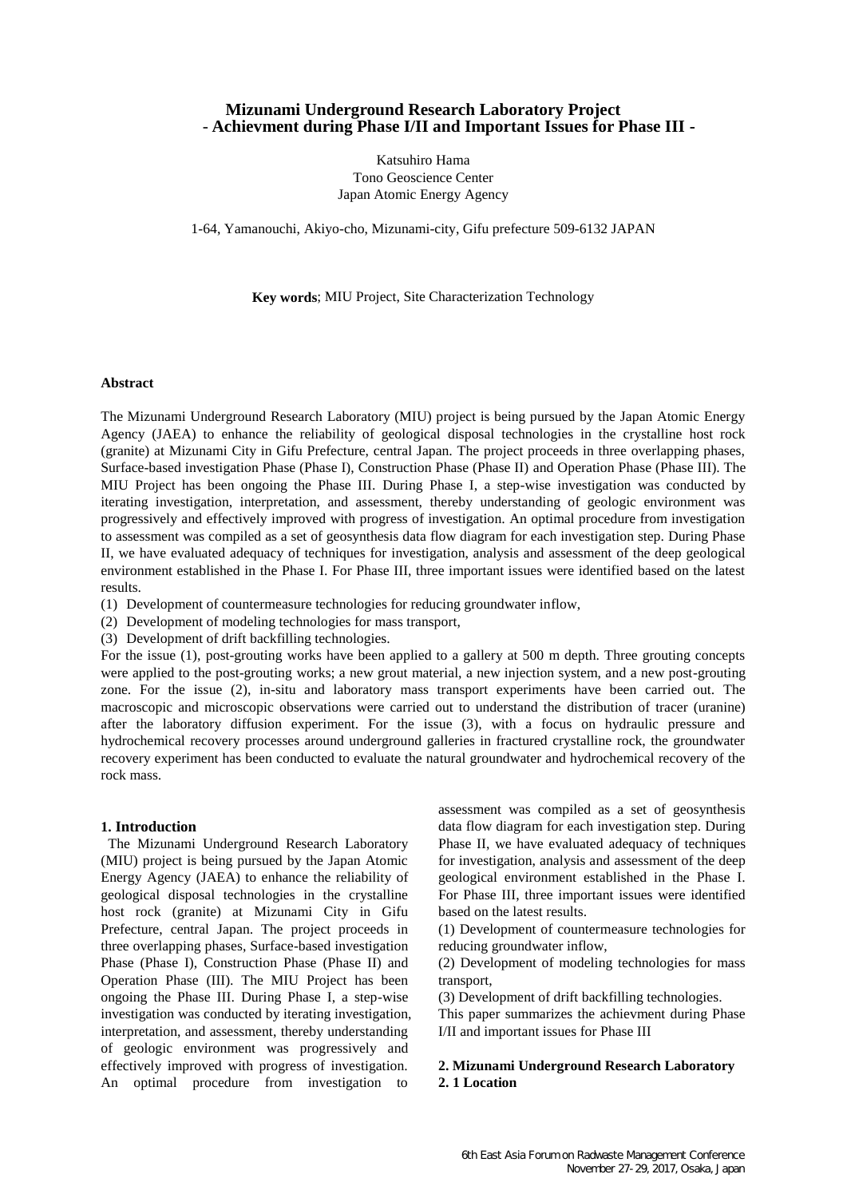# Mizunami Underground Research Laboratory Project
## - Achievment during Phase I/II and Important Issues for Phase III -

Katsuhiro Hama
Tono Geoscience Center
Japan Atomic Energy Agency

1-64, Yamanouchi, Akiyo-cho, Mizunami-city, Gifu prefecture 509-6132 JAPAN

**Key words**; MIU Project, Site Characterization Technology

**Abstract**

The Mizunami Underground Research Laboratory (MIU) project is being pursued by the Japan Atomic Energy Agency (JAEA) to enhance the reliability of geological disposal technologies in the crystalline host rock (granite) at Mizunami City in Gifu Prefecture, central Japan. The project proceeds in three overlapping phases, Surface-based investigation Phase (Phase I), Construction Phase (Phase II) and Operation Phase (Phase III). The MIU Project has been ongoing the Phase III. During Phase I, a step-wise investigation was conducted by iterating investigation, interpretation, and assessment, thereby understanding of geologic environment was progressively and effectively improved with progress of investigation. An optimal procedure from investigation to assessment was compiled as a set of geosynthesis data flow diagram for each investigation step. During Phase II, we have evaluated adequacy of techniques for investigation, analysis and assessment of the deep geological environment established in the Phase I. For Phase III, three important issues were identified based on the latest results.

(1) Development of countermeasure technologies for reducing groundwater inflow,
(2) Development of modeling technologies for mass transport,
(3) Development of drift backfilling technologies.

For the issue (1), post-grouting works have been applied to a gallery at 500 m depth. Three grouting concepts were applied to the post-grouting works; a new grout material, a new injection system, and a new post-grouting zone. For the issue (2), in-situ and laboratory mass transport experiments have been carried out. The macroscopic and microscopic observations were carried out to understand the distribution of tracer (uranine) after the laboratory diffusion experiment. For the issue (3), with a focus on hydraulic pressure and hydrochemical recovery processes around underground galleries in fractured crystalline rock, the groundwater recovery experiment has been conducted to evaluate the natural groundwater and hydrochemical recovery of the rock mass.

### 1. Introduction

The Mizunami Underground Research Laboratory (MIU) project is being pursued by the Japan Atomic Energy Agency (JAEA) to enhance the reliability of geological disposal technologies in the crystalline host rock (granite) at Mizunami City in Gifu Prefecture, central Japan. The project proceeds in three overlapping phases, Surface-based investigation Phase (Phase I), Construction Phase (Phase II) and Operation Phase (III). The MIU Project has been ongoing the Phase III. During Phase I, a step-wise investigation was conducted by iterating investigation, interpretation, and assessment, thereby understanding of geologic environment was progressively and effectively improved with progress of investigation. An optimal procedure from investigation to assessment was compiled as a set of geosynthesis data flow diagram for each investigation step. During Phase II, we have evaluated adequacy of techniques for investigation, analysis and assessment of the deep geological environment established in the Phase I. For Phase III, three important issues were identified based on the latest results.

(1) Development of countermeasure technologies for reducing groundwater inflow,
(2) Development of modeling technologies for mass transport,
(3) Development of drift backfilling technologies.

This paper summarizes the achievment during Phase I/II and important issues for Phase III

### 2. Mizunami Underground Research Laboratory

#### 2. 1 Location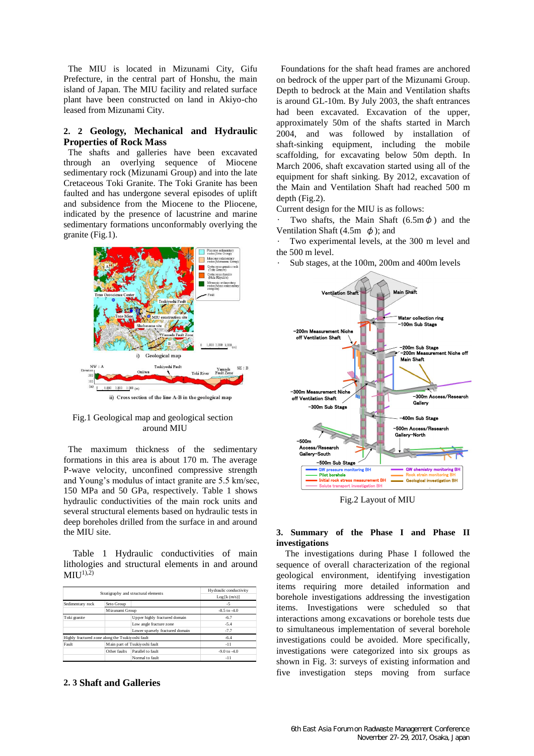The MIU is located in Mizunami City, Gifu Prefecture, in the central part of Honshu, the main island of Japan. The MIU facility and related surface plant have been constructed on land in Akiyo-cho leased from Mizunami City.

## 2. 2 Geology, Mechanical and Hydraulic Properties of Rock Mass

The shafts and galleries have been excavated through an overlying sequence of Miocene sedimentary rock (Mizunami Group) and into the late Cretaceous Toki Granite. The Toki Granite has been faulted and has undergone several episodes of uplift and subsidence from the Miocene to the Pliocene, indicated by the presence of lacustrine and marine sedimentary formations unconformably overlying the granite (Fig.1).

Fig.1 Geological map and geological section around MIU

The maximum thickness of the sedimentary formations in this area is about 170 m. The average P-wave velocity, unconfined compressive strength and Young's modulus of intact granite are 5.5 km/sec, 150 MPa and 50 GPa, respectively. Table 1 shows hydraulic conductivities of the main rock units and several structural elements based on hydraulic tests in deep boreholes drilled from the surface in and around the MIU site.

Table 1 Hydraulic conductivities of main lithologies and structural elements in and around MIU[1),2)]

| Stratigraphy and structural elements | | | Hydraulic conductivity Log [k (m/s)] |
|---|---|---|---|
| Sedimentary rock | Seto Group | | -5 |
| | Mizunami Group | | -8.5 to -4.0 |
| Toki granite | | Upper highly fractured domain | -6.7 |
| | | Low angle fracture zone | -5.4 |
| | | Lower sparsely fractured domain | -7.7 |
| Highly fractured zone along the Tsukiyoshi fault | | | -6.4 |
| Fault | Main part of Tsukiyoshi fault | | -11 |
| | Other faults | Parallel to fault | -9.0 to -4.0 |
| | | Normal to fault | -11 |

## 2. 3 Shaft and Galleries

Foundations for the shaft head frames are anchored on bedrock of the upper part of the Mizunami Group. Depth to bedrock at the Main and Ventilation shafts is around GL-10m. By July 2003, the shaft entrances had been excavated. Excavation of the upper, approximately 50m of the shafts started in March 2004, and was followed by installation of shaft-sinking equipment, including the mobile scaffolding, for excavating below 50m depth. In March 2006, shaft excavation started using all of the equipment for shaft sinking. By 2012, excavation of the Main and Ventilation Shaft had reached 500 m depth (Fig.2).

Current design for the MIU is as follows:

- Two shafts, the Main Shaft (6.5m $\phi$) and the Ventilation Shaft (4.5m $\phi$); and
- Two experimental levels, at the 300 m level and the 500 m level.
- Sub stages, at the 100m, 200m and 400m levels

Fig.2 Layout of MIU

## 3. Summary of the Phase I and Phase II investigations

The investigations during Phase I followed the sequence of overall characterization of the regional geological environment, identifying investigation items requiring more detailed information and borehole investigations addressing the investigation items. Investigations were scheduled so that interactions among excavations or borehole tests due to simultaneous implementation of several borehole investigations could be avoided. More specifically, investigations were categorized into six groups as shown in Fig. 3: surveys of existing information and five investigation steps moving from surface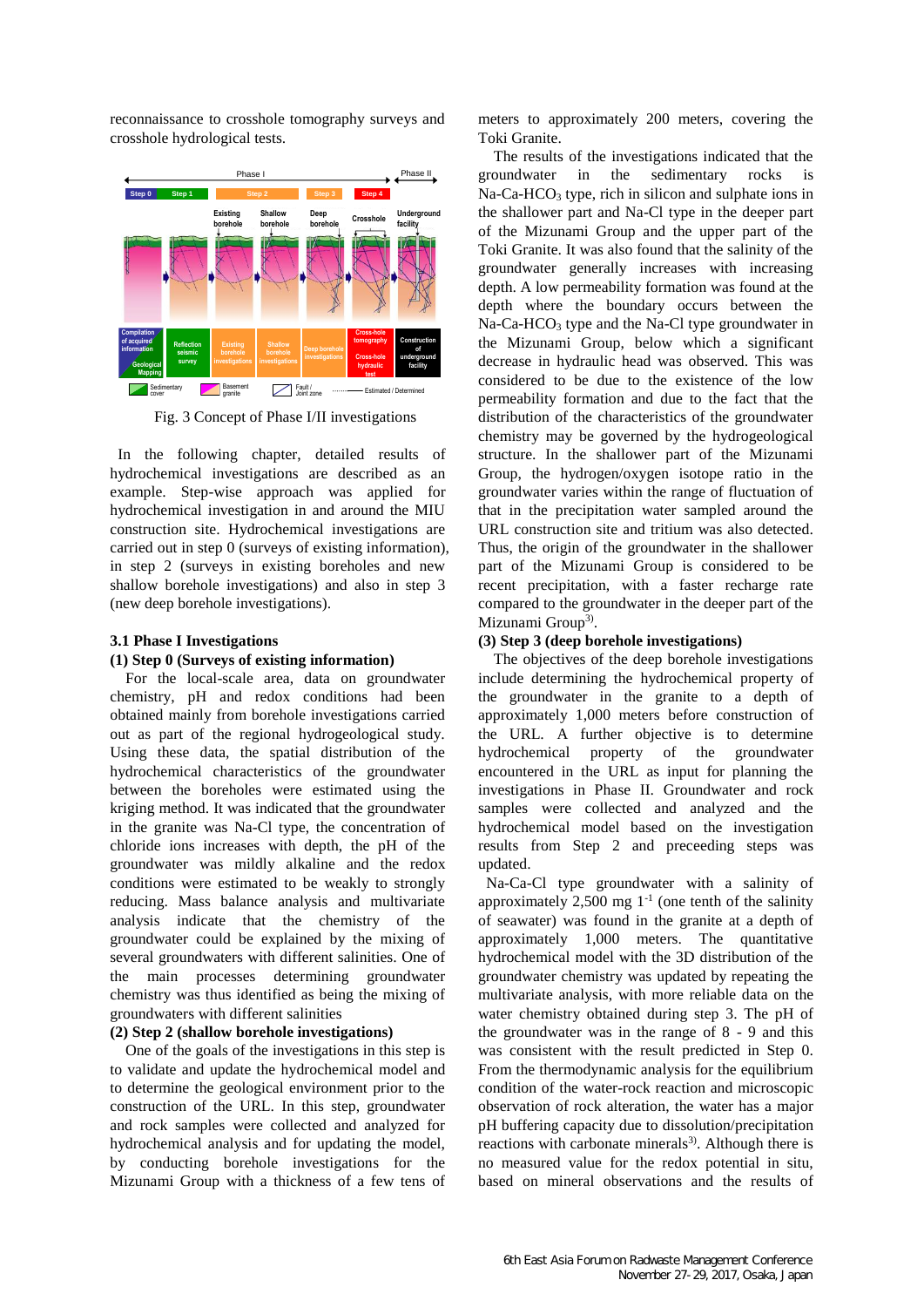reconnaissance to crosshole tomography surveys and crosshole hydrological tests.

Fig. 3 Concept of Phase I/II investigations

In the following chapter, detailed results of hydrochemical investigations are described as an example. Step-wise approach was applied for hydrochemical investigation in and around the MIU construction site. Hydrochemical investigations are carried out in step 0 (surveys of existing information), in step 2 (surveys in existing boreholes and new shallow borehole investigations) and also in step 3 (new deep borehole investigations).

### 3.1 Phase I Investigations

#### (1) Step 0 (Surveys of existing information)

For the local-scale area, data on groundwater chemistry, pH and redox conditions had been obtained mainly from borehole investigations carried out as part of the regional hydrogeological study. Using these data, the spatial distribution of the hydrochemical characteristics of the groundwater between the boreholes were estimated using the kriging method. It was indicated that the groundwater in the granite was Na-Cl type, the concentration of chloride ions increases with depth, the pH of the groundwater was mildly alkaline and the redox conditions were estimated to be weakly to strongly reducing. Mass balance analysis and multivariate analysis indicate that the chemistry of the groundwater could be explained by the mixing of several groundwaters with different salinities. One of the main processes determining groundwater chemistry was thus identified as being the mixing of groundwaters with different salinities

#### (2) Step 2 (shallow borehole investigations)

One of the goals of the investigations in this step is to validate and update the hydrochemical model and to determine the geological environment prior to the construction of the URL. In this step, groundwater and rock samples were collected and analyzed for hydrochemical analysis and for updating the model, by conducting borehole investigations for the Mizunami Group with a thickness of a few tens of meters to approximately 200 meters, covering the Toki Granite.

The results of the investigations indicated that the groundwater in the sedimentary rocks is Na-Ca-$HCO_3$ type, rich in silicon and sulphate ions in the shallower part and Na-Cl type in the deeper part of the Mizunami Group and the upper part of the Toki Granite. It was also found that the salinity of the groundwater generally increases with increasing depth. A low permeability formation was found at the depth where the boundary occurs between the Na-Ca-$HCO_3$ type and the Na-Cl type groundwater in the Mizunami Group, below which a significant decrease in hydraulic head was observed. This was considered to be due to the existence of the low permeability formation and due to the fact that the distribution of the characteristics of the groundwater chemistry may be governed by the hydrogeological structure. In the shallower part of the Mizunami Group, the hydrogen/oxygen isotope ratio in the groundwater varies within the range of fluctuation of that in the precipitation water sampled around the URL construction site and tritium was also detected. Thus, the origin of the groundwater in the shallower part of the Mizunami Group is considered to be recent precipitation, with a faster recharge rate compared to the groundwater in the deeper part of the Mizunami Group[3].

#### (3) Step 3 (deep borehole investigations)

The objectives of the deep borehole investigations include determining the hydrochemical property of the groundwater in the granite to a depth of approximately 1,000 meters before construction of the URL. A further objective is to determine the hydrochemical property of the groundwater encountered in the URL as input for planning the investigations in Phase II. Groundwater and rock samples were collected and analyzed and the hydrochemical model based on the investigation results from Step 2 and preceeding steps was updated.

Na-Ca-Cl type groundwater with a salinity of approximately 2,500 mg $l^{-1}$ (one tenth of the salinity of seawater) was found in the granite at a depth of approximately 1,000 meters. The quantitative hydrochemical model with the 3D distribution of the groundwater chemistry was updated by repeating the multivariate analysis, with more reliable data on the water chemistry obtained during step 3. The pH of the groundwater was in the range of 8 - 9 and this was consistent with the result predicted in Step 0. From the thermodynamic analysis for the equilibrium condition of the water-rock reaction and microscopic observation of rock alteration, the water has a major pH buffering capacity due to dissolution/precipitation reactions with carbonate minerals[3]. Although there is no measured value for the redox potential in situ, based on mineral observations and the results of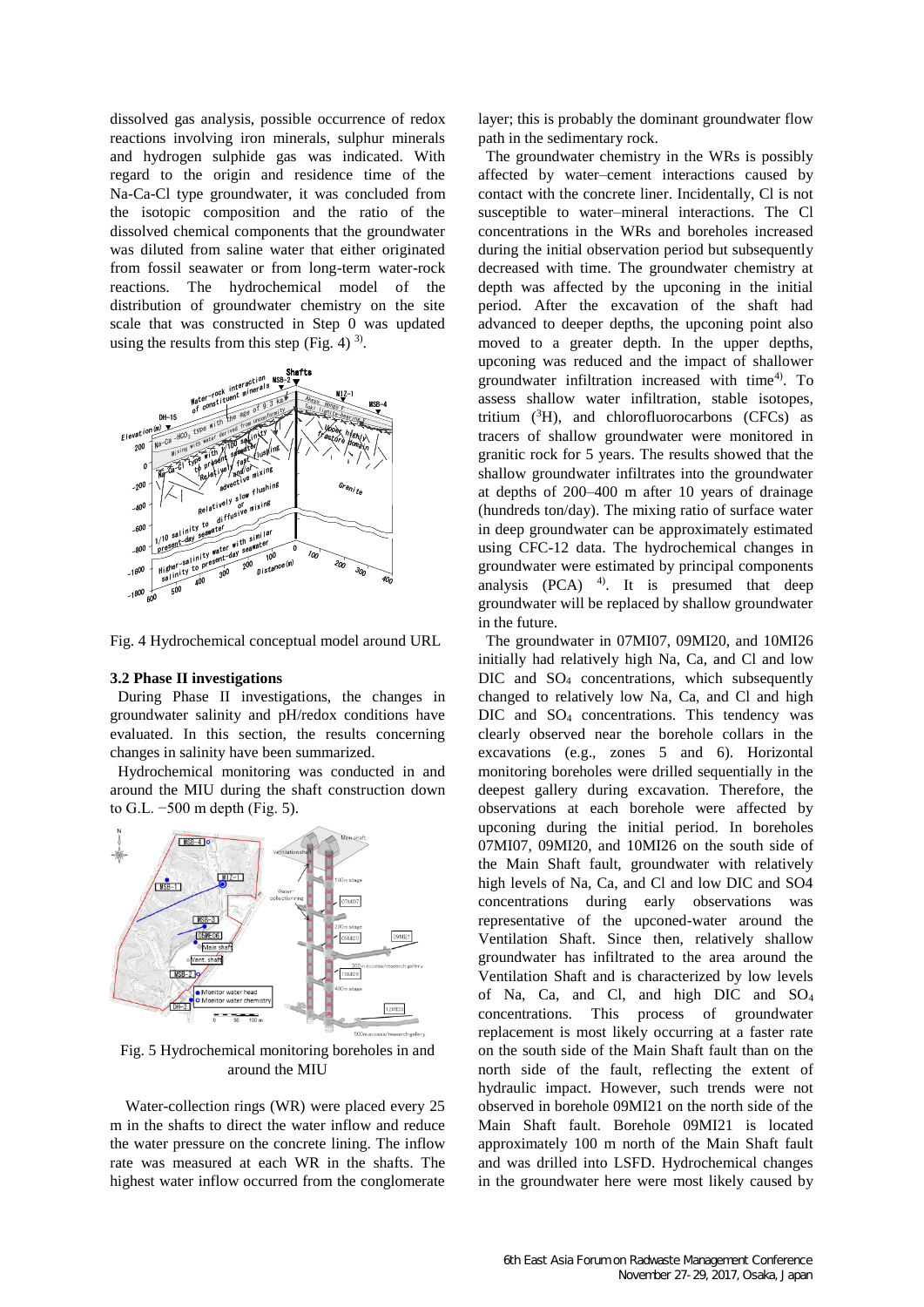dissolved gas analysis, possible occurrence of redox reactions involving iron minerals, sulphur minerals and hydrogen sulphide gas was indicated. With regard to the origin and residence time of the Na-Ca-Cl type groundwater, it was concluded from the isotopic composition and the ratio of the dissolved chemical components that the groundwater was diluted from saline water that either originated from fossil seawater or from long-term water-rock reactions. The hydrochemical model of the distribution of groundwater chemistry on the site scale that was constructed in Step 0 was updated using the results from this step (Fig. 4) [3].

Fig. 4 Hydrochemical conceptual model around URL

### 3.2 Phase II investigations

During Phase II investigations, the changes in groundwater salinity and pH/redox conditions have evaluated. In this section, the results concerning changes in salinity have been summarized.

Hydrochemical monitoring was conducted in and around the MIU during the shaft construction down to G.L. −500 m depth (Fig. 5).

Fig. 5 Hydrochemical monitoring boreholes in and around the MIU

Water-collection rings (WR) were placed every 25 m in the shafts to direct the water inflow and reduce the water pressure on the concrete lining. The inflow rate was measured at each WR in the shafts. The highest water inflow occurred from the conglomerate layer; this is probably the dominant groundwater flow path in the sedimentary rock.

The groundwater chemistry in the WRs is possibly affected by water–cement interactions caused by contact with the concrete liner. Incidentally, Cl is not susceptible to water–mineral interactions. The Cl concentrations in the WRs and boreholes increased during the initial observation period but subsequently decreased with time. The groundwater chemistry at depth was affected by the upconing in the initial period. After the excavation of the shaft had advanced to deeper depths, the upconing point also moved to a greater depth. In the upper depths, upconing was reduced and the impact of shallower groundwater infiltration increased with time[4]. To assess shallow water infiltration, stable isotopes, tritium ($^{3}H$), and chlorofluorocarbons (CFCs) as tracers of shallow groundwater were monitored in granitic rock for 5 years. The results showed that the shallow groundwater infiltrates into the groundwater at depths of 200–400 m after 10 years of drainage (hundreds ton/day). The mixing ratio of surface water in deep groundwater can be approximately estimated using CFC-12 data. The hydrochemical changes in groundwater were estimated by principal components analysis (PCA) [4]. It is presumed that deep groundwater will be replaced by shallow groundwater in the future.

The groundwater in 07MI07, 09MI20, and 10MI26 initially had relatively high Na, Ca, and Cl and low DIC and $SO_4$ concentrations, which subsequently changed to relatively low Na, Ca, and Cl and high DIC and $SO_4$ concentrations. This tendency was clearly observed near the borehole collars in the excavations (e.g., zones 5 and 6). Horizontal monitoring boreholes were drilled sequentially in the deepest gallery during excavation. Therefore, the observations at each borehole were affected by upconing during the initial period. In boreholes 07MI07, 09MI20, and 10MI26 on the south side of the Main Shaft fault, groundwater with relatively high levels of Na, Ca, and Cl and low DIC and SO4 concentrations during early observations was representative of the upconed-water around the Ventilation Shaft. Since then, relatively shallow groundwater has infiltrated to the area around the Ventilation Shaft and is characterized by low levels of Na, Ca, and Cl, and high DIC and $SO_4$ concentrations. This process of groundwater replacement is most likely occurring at a faster rate on the south side of the Main Shaft fault than on the north side of the fault, reflecting the extent of hydraulic impact. However, such trends were not observed in borehole 09MI21 on the north side of the Main Shaft fault. Borehole 09MI21 is located approximately 100 m north of the Main Shaft fault and was drilled into LSFD. Hydrochemical changes in the groundwater here were most likely caused by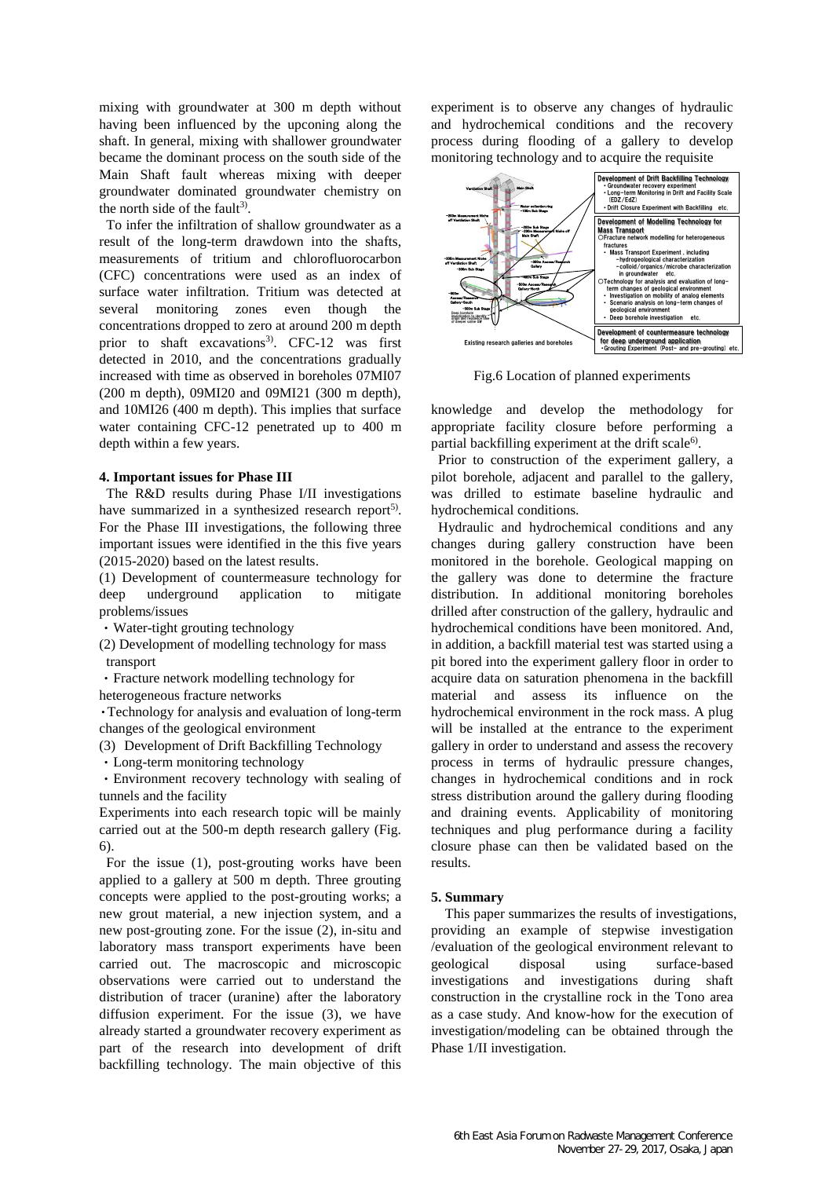mixing with groundwater at 300 m depth without having been influenced by the upconing along the shaft. In general, mixing with shallower groundwater became the dominant process on the south side of the Main Shaft fault whereas mixing with deeper groundwater dominated groundwater chemistry on the north side of the fault[3].

To infer the infiltration of shallow groundwater as a result of the long-term drawdown into the shafts, measurements of tritium and chlorofluorocarbon (CFC) concentrations were used as an index of surface water infiltration. Tritium was detected at several monitoring zones even though the concentrations dropped to zero at around 200 m depth prior to shaft excavations[3]. CFC-12 was first detected in 2010, and the concentrations gradually increased with time as observed in boreholes 07MI07 (200 m depth), 09MI20 and 09MI21 (300 m depth), and 10MI26 (400 m depth). This implies that surface water containing CFC-12 penetrated up to 400 m depth within a few years.

## 4. Important issues for Phase III

The R&D results during Phase I/II investigations have summarized in a synthesized research report[5]. For the Phase III investigations, the following three important issues were identified in the this five years (2015-2020) based on the latest results.

(1) Development of countermeasure technology for deep underground application to mitigate problems/issues

・Water-tight grouting technology

(2) Development of modelling technology for mass transport

・Fracture network modelling technology for heterogeneous fracture networks

・Technology for analysis and evaluation of long-term changes of the geological environment

(3) Development of Drift Backfilling Technology

・Long-term monitoring technology

・Environment recovery technology with sealing of tunnels and the facility

Experiments into each research topic will be mainly carried out at the 500-m depth research gallery (Fig. 6).

For the issue (1), post-grouting works have been applied to a gallery at 500 m depth. Three grouting concepts were applied to the post-grouting works; a new grout material, a new injection system, and a new post-grouting zone. For the issue (2), in-situ and laboratory mass transport experiments have been carried out. The macroscopic and microscopic observations were carried out to understand the distribution of tracer (uranine) after the laboratory diffusion experiment. For the issue (3), we have already started a groundwater recovery experiment as part of the research into development of drift backfilling technology. The main objective of this experiment is to observe any changes of hydraulic and hydrochemical conditions and the recovery process during flooding of a gallery to develop monitoring technology and to acquire the requisite knowledge and develop the methodology for appropriate facility closure before performing a partial backfilling experiment at the drift scale[6].

Fig.6 Location of planned experiments

Prior to construction of the experiment gallery, a pilot borehole, adjacent and parallel to the gallery, was drilled to estimate baseline hydraulic and hydrochemical conditions.

Hydraulic and hydrochemical conditions and any changes during gallery construction have been monitored in the borehole. Geological mapping on the gallery was done to determine the fracture distribution. In additional monitoring boreholes drilled after construction of the gallery, hydraulic and hydrochemical conditions have been monitored. And, in addition, a backfill material test was started using a pit bored into the experiment gallery floor in order to acquire data on saturation phenomena in the backfill material and assess its influence on the hydrochemical environment in the rock mass. A plug will be installed at the entrance to the experiment gallery in order to understand and assess the recovery process in terms of hydraulic pressure changes, changes in hydrochemical conditions and in rock stress distribution around the gallery during flooding and draining events. Applicability of monitoring techniques and plug performance during a facility closure phase can then be validated based on the results.

## 5. Summary

This paper summarizes the results of investigations, providing an example of stepwise investigation /evaluation of the geological environment relevant to geological disposal using surface-based investigations and investigations during shaft construction in the crystalline rock in the Tono area as a case study. And know-how for the execution of investigation/modeling can be obtained through the Phase 1/II investigation.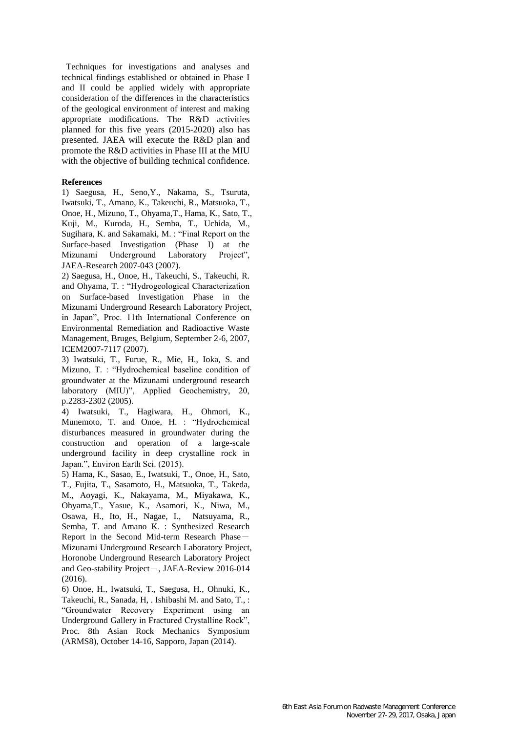Techniques for investigations and analyses and technical findings established or obtained in Phase I and II could be applied widely with appropriate consideration of the differences in the characteristics of the geological environment of interest and making appropriate modifications. The R&D activities planned for this five years (2015-2020) also has presented. JAEA will execute the R&D plan and promote the R&D activities in Phase III at the MIU with the objective of building technical confidence.

**References**

1) Saegusa, H., Seno,Y., Nakama, S., Tsuruta, Iwatsuki, T., Amano, K., Takeuchi, R., Matsuoka, T., Onoe, H., Mizuno, T., Ohyama,T., Hama, K., Sato, T., Kuji, M., Kuroda, H., Semba, T., Uchida, M., Sugihara, K. and Sakamaki, M. : "Final Report on the Surface-based Investigation (Phase I) at the Mizunami Underground Laboratory Project", JAEA-Research 2007-043 (2007).

2) Saegusa, H., Onoe, H., Takeuchi, S., Takeuchi, R. and Ohyama, T. : "Hydrogeological Characterization on Surface-based Investigation Phase in the Mizunami Underground Research Laboratory Project, in Japan", Proc. 11th International Conference on Environmental Remediation and Radioactive Waste Management, Bruges, Belgium, September 2-6, 2007, ICEM2007-7117 (2007).

3) Iwatsuki, T., Furue, R., Mie, H., Ioka, S. and Mizuno, T. : "Hydrochemical baseline condition of groundwater at the Mizunami underground research laboratory (MIU)", Applied Geochemistry, 20, p.2283-2302 (2005).

4) Iwatsuki, T., Hagiwara, H., Ohmori, K., Munemoto, T. and Onoe, H. : "Hydrochemical disturbances measured in groundwater during the construction and operation of a large-scale underground facility in deep crystalline rock in Japan.", Environ Earth Sci. (2015).

5) Hama, K., Sasao, E., Iwatsuki, T., Onoe, H., Sato, T., Fujita, T., Sasamoto, H., Matsuoka, T., Takeda, M., Aoyagi, K., Nakayama, M., Miyakawa, K., Ohyama,T., Yasue, K., Asamori, K., Niwa, M., Osawa, H., Ito, H., Nagae, I., Natsuyama, R., Semba, T. and Amano K. : Synthesized Research Report in the Second Mid-term Research Phase－Mizunami Underground Research Laboratory Project, Horonobe Underground Research Laboratory Project and Geo-stability Project－, JAEA-Review 2016-014 (2016).

6) Onoe, H., Iwatsuki, T., Saegusa, H., Ohnuki, K., Takeuchi, R., Sanada, H, . Ishibashi M. and Sato, T., : "Groundwater Recovery Experiment using an Underground Gallery in Fractured Crystalline Rock", Proc. 8th Asian Rock Mechanics Symposium (ARMS8), October 14-16, Sapporo, Japan (2014).